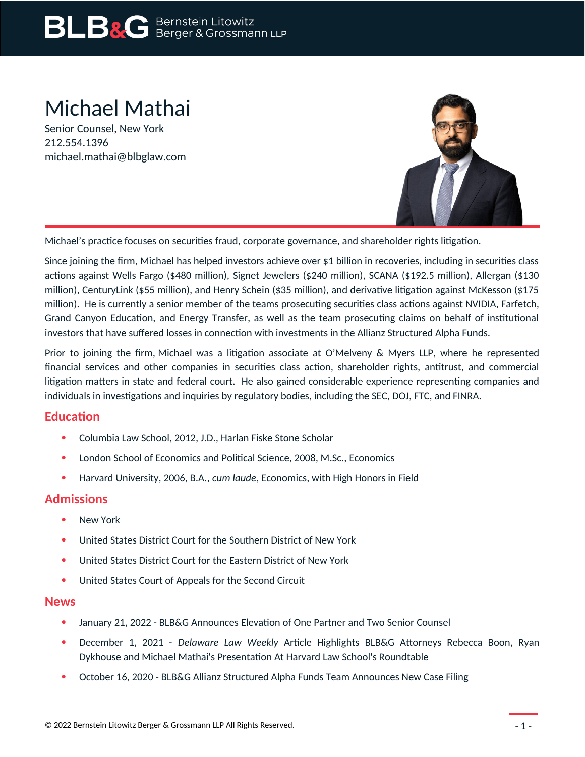BLB&G Bernstein Litowitz Berger & Grossmann LLP

# Michael Mathai

Senior Counsel, New York
212.554.1396
michael.mathai@blbglaw.com

Michael's practice focuses on securities fraud, corporate governance, and shareholder rights litigation.

Since joining the firm, Michael has helped investors achieve over $1 billion in recoveries, including in securities class actions against Wells Fargo ($480 million), Signet Jewelers ($240 million), SCANA ($192.5 million), Allergan ($130 million), CenturyLink ($55 million), and Henry Schein ($35 million), and derivative litigation against McKesson ($175 million). He is currently a senior member of the teams prosecuting securities class actions against NVIDIA, Farfetch, Grand Canyon Education, and Energy Transfer, as well as the team prosecuting claims on behalf of institutional investors that have suffered losses in connection with investments in the Allianz Structured Alpha Funds.

Prior to joining the firm, Michael was a litigation associate at O'Melveny & Myers LLP, where he represented financial services and other companies in securities class action, shareholder rights, antitrust, and commercial litigation matters in state and federal court. He also gained considerable experience representing companies and individuals in investigations and inquiries by regulatory bodies, including the SEC, DOJ, FTC, and FINRA.

## Education

- Columbia Law School, 2012, J.D., Harlan Fiske Stone Scholar
- London School of Economics and Political Science, 2008, M.Sc., Economics
- Harvard University, 2006, B.A., *cum laude*, Economics, with High Honors in Field

## Admissions

- New York
- United States District Court for the Southern District of New York
- United States District Court for the Eastern District of New York
- United States Court of Appeals for the Second Circuit

## News

- January 21, 2022 - BLB&G Announces Elevation of One Partner and Two Senior Counsel
- December 1, 2021 - *Delaware Law Weekly* Article Highlights BLB&G Attorneys Rebecca Boon, Ryan Dykhouse and Michael Mathai's Presentation At Harvard Law School's Roundtable
- October 16, 2020 - BLB&G Allianz Structured Alpha Funds Team Announces New Case Filing

© 2022 Bernstein Litowitz Berger & Grossmann LLP All Rights Reserved.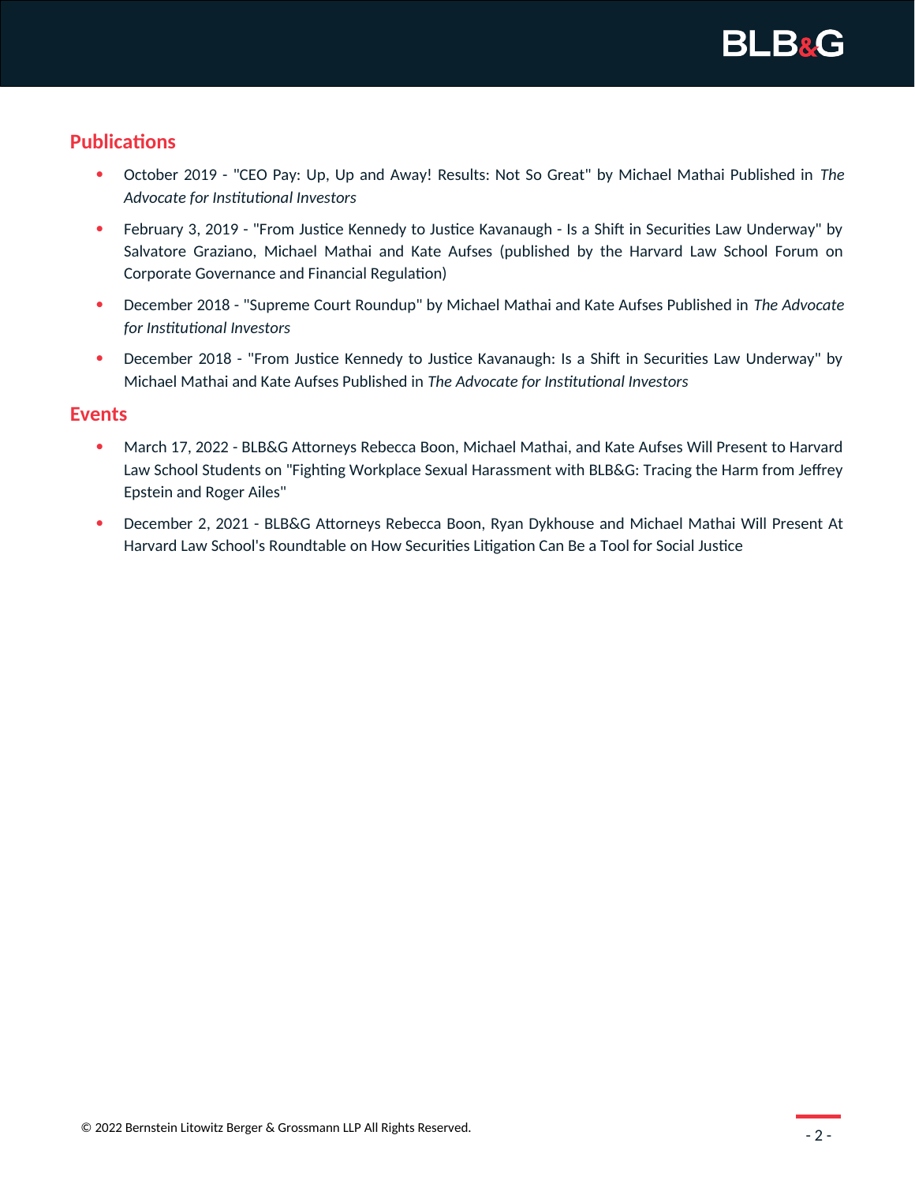## Publications

- October 2019 - "CEO Pay: Up, Up and Away! Results: Not So Great" by Michael Mathai Published in *The Advocate for Institutional Investors*
- February 3, 2019 - "From Justice Kennedy to Justice Kavanaugh - Is a Shift in Securities Law Underway" by Salvatore Graziano, Michael Mathai and Kate Aufses (published by the Harvard Law School Forum on Corporate Governance and Financial Regulation)
- December 2018 - "Supreme Court Roundup" by Michael Mathai and Kate Aufses Published in *The Advocate for Institutional Investors*
- December 2018 - "From Justice Kennedy to Justice Kavanaugh: Is a Shift in Securities Law Underway" by Michael Mathai and Kate Aufses Published in *The Advocate for Institutional Investors*

## Events

- March 17, 2022 - BLB&G Attorneys Rebecca Boon, Michael Mathai, and Kate Aufses Will Present to Harvard Law School Students on "Fighting Workplace Sexual Harassment with BLB&G: Tracing the Harm from Jeffrey Epstein and Roger Ailes"
- December 2, 2021 - BLB&G Attorneys Rebecca Boon, Ryan Dykhouse and Michael Mathai Will Present At Harvard Law School's Roundtable on How Securities Litigation Can Be a Tool for Social Justice